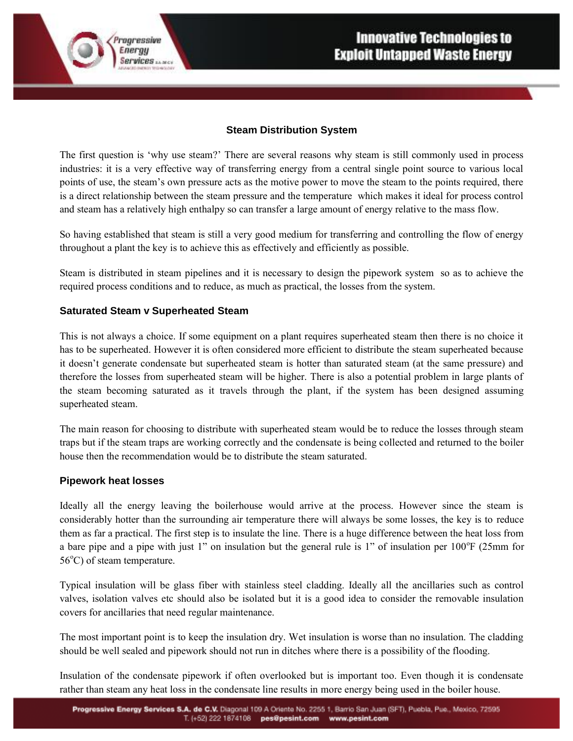## Steam Distribution System

The first question is 'why use steam?' There are several reasons why steam is still commonly used in process industries: it is a very effective way of transferring energy from a central single point source to various local points of use, the steam's own pressure acts as the motive power to move the steam to the points required, there is a direct relationship between the steam pressure and the temperature which makes it ideal for process control and steam has a relatively high enthalpy so can transfer a large amount of energy relative to the mass flow.

So having established that steam is still a very good medium for transferring and controlling the flow of energy throughout a plant the key is to achieve this as effectively and efficiently as possible.

Steam is distributed in steam pipelines and it is necessary to design the pipework system so as to achieve the required process conditions and to reduce, as much as practical, the losses from the system.

### Saturated Steam v Superheated Steam

This is not always a choice. If some equipment on a plant requires superheated steam then there is no choice it has to be superheated. However it is often considered more efficient to distribute the steam superheated because it doesn't generate condensate but superheated steam is hotter than saturated steam (at the same pressure) and therefore the losses from superheated steam will be higher. There is also a potential problem in large plants of the steam becoming saturated as it travels through the plant, if the system has been designed assuming superheated steam.

The main reason for choosing to distribute with superheated steam would be to reduce the losses through steam traps but if the steam traps are working correctly and the condensate is being collected and returned to the boiler house then the recommendation would be to distribute the steam saturated.

### Pipework heat losses

Ideally all the energy leaving the boilerhouse would arrive at the process. However since the steam is considerably hotter than the surrounding air temperature there will always be some losses, the key is to reduce them as far a practical. The first step is to insulate the line. There is a huge difference between the heat loss from a bare pipe and a pipe with just 1" on insulation but the general rule is 1" of insulation per 100$^{o}$F (25mm for 56$^{o}$C) of steam temperature.

Typical insulation will be glass fiber with stainless steel cladding. Ideally all the ancillaries such as control valves, isolation valves etc should also be isolated but it is a good idea to consider the removable insulation covers for ancillaries that need regular maintenance.

The most important point is to keep the insulation dry. Wet insulation is worse than no insulation. The cladding should be well sealed and pipework should not run in ditches where there is a possibility of the flooding.

Insulation of the condensate pipework if often overlooked but is important too. Even though it is condensate rather than steam any heat loss in the condensate line results in more energy being used in the boiler house.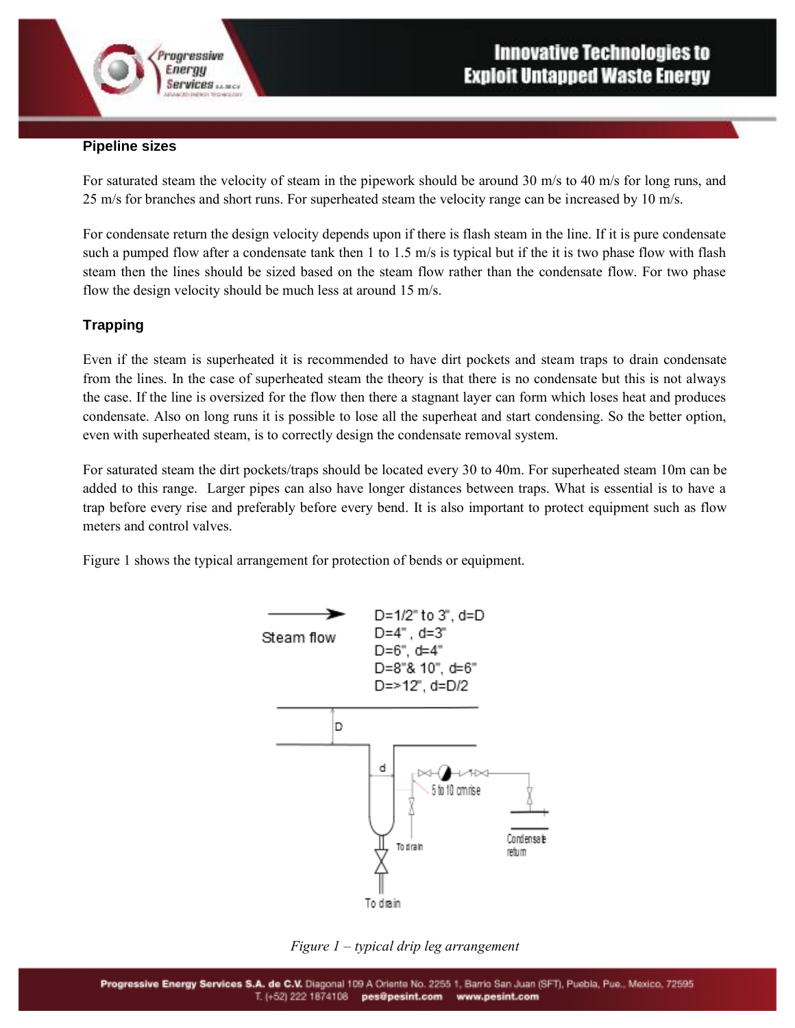## Pipeline sizes

For saturated steam the velocity of steam in the pipework should be around 30 m/s to 40 m/s for long runs, and 25 m/s for branches and short runs. For superheated steam the velocity range can be increased by 10 m/s.

For condensate return the design velocity depends upon if there is flash steam in the line. If it is pure condensate such a pumped flow after a condensate tank then 1 to 1.5 m/s is typical but if the it is two phase flow with flash steam then the lines should be sized based on the steam flow rather than the condensate flow. For two phase flow the design velocity should be much less at around 15 m/s.

## Trapping

Even if the steam is superheated it is recommended to have dirt pockets and steam traps to drain condensate from the lines. In the case of superheated steam the theory is that there is no condensate but this is not always the case. If the line is oversized for the flow then there a stagnant layer can form which loses heat and produces condensate. Also on long runs it is possible to lose all the superheat and start condensing. So the better option, even with superheated steam, is to correctly design the condensate removal system.

For saturated steam the dirt pockets/traps should be located every 30 to 40m. For superheated steam 10m can be added to this range. Larger pipes can also have longer distances between traps. What is essential is to have a trap before every rise and preferably before every bend. It is also important to protect equipment such as flow meters and control valves.

Figure 1 shows the typical arrangement for protection of bends or equipment.

Steam flow

D=1/2" to 3", d=D
D=4" , d=3"
D=6", d=4"
D=8"& 10", d=6"
D=>12", d=D/2

D

d

5 to 10 cm rise

To drain

Condensate return

To drain

*Figure 1 – typical drip leg arrangement*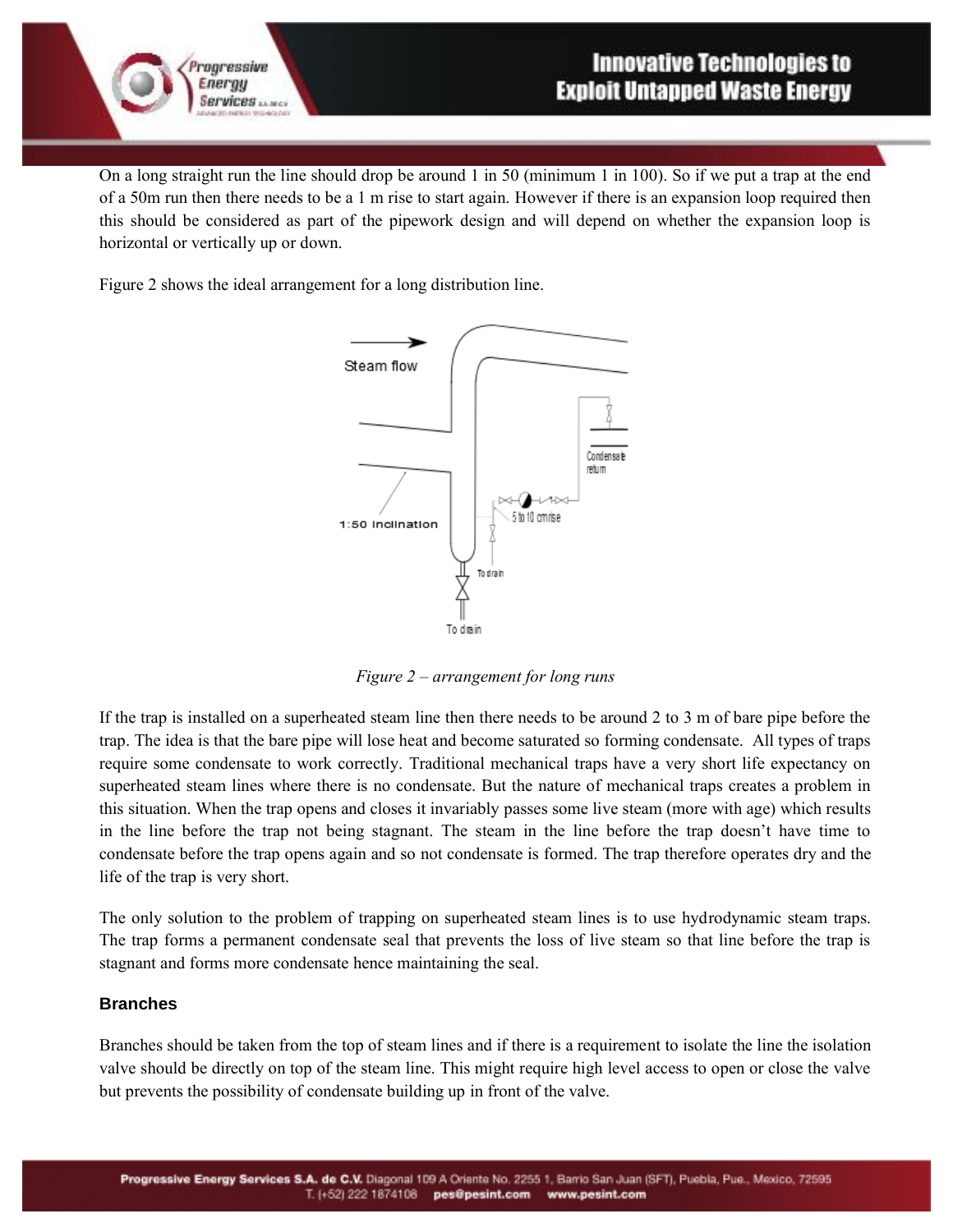On a long straight run the line should drop be around 1 in 50 (minimum 1 in 100). So if we put a trap at the end of a 50m run then there needs to be a 1 m rise to start again. However if there is an expansion loop required then this should be considered as part of the pipework design and will depend on whether the expansion loop is horizontal or vertically up or down.

Figure 2 shows the ideal arrangement for a long distribution line.

*Figure 2 – arrangement for long runs*

If the trap is installed on a superheated steam line then there needs to be around 2 to 3 m of bare pipe before the trap. The idea is that the bare pipe will lose heat and become saturated so forming condensate. All types of traps require some condensate to work correctly. Traditional mechanical traps have a very short life expectancy on superheated steam lines where there is no condensate. But the nature of mechanical traps creates a problem in this situation. When the trap opens and closes it invariably passes some live steam (more with age) which results in the line before the trap not being stagnant. The steam in the line before the trap doesn't have time to condensate before the trap opens again and so not condensate is formed. The trap therefore operates dry and the life of the trap is very short.

The only solution to the problem of trapping on superheated steam lines is to use hydrodynamic steam traps. The trap forms a permanent condensate seal that prevents the loss of live steam so that line before the trap is stagnant and forms more condensate hence maintaining the seal.

### Branches

Branches should be taken from the top of steam lines and if there is a requirement to isolate the line the isolation valve should be directly on top of the steam line. This might require high level access to open or close the valve but prevents the possibility of condensate building up in front of the valve.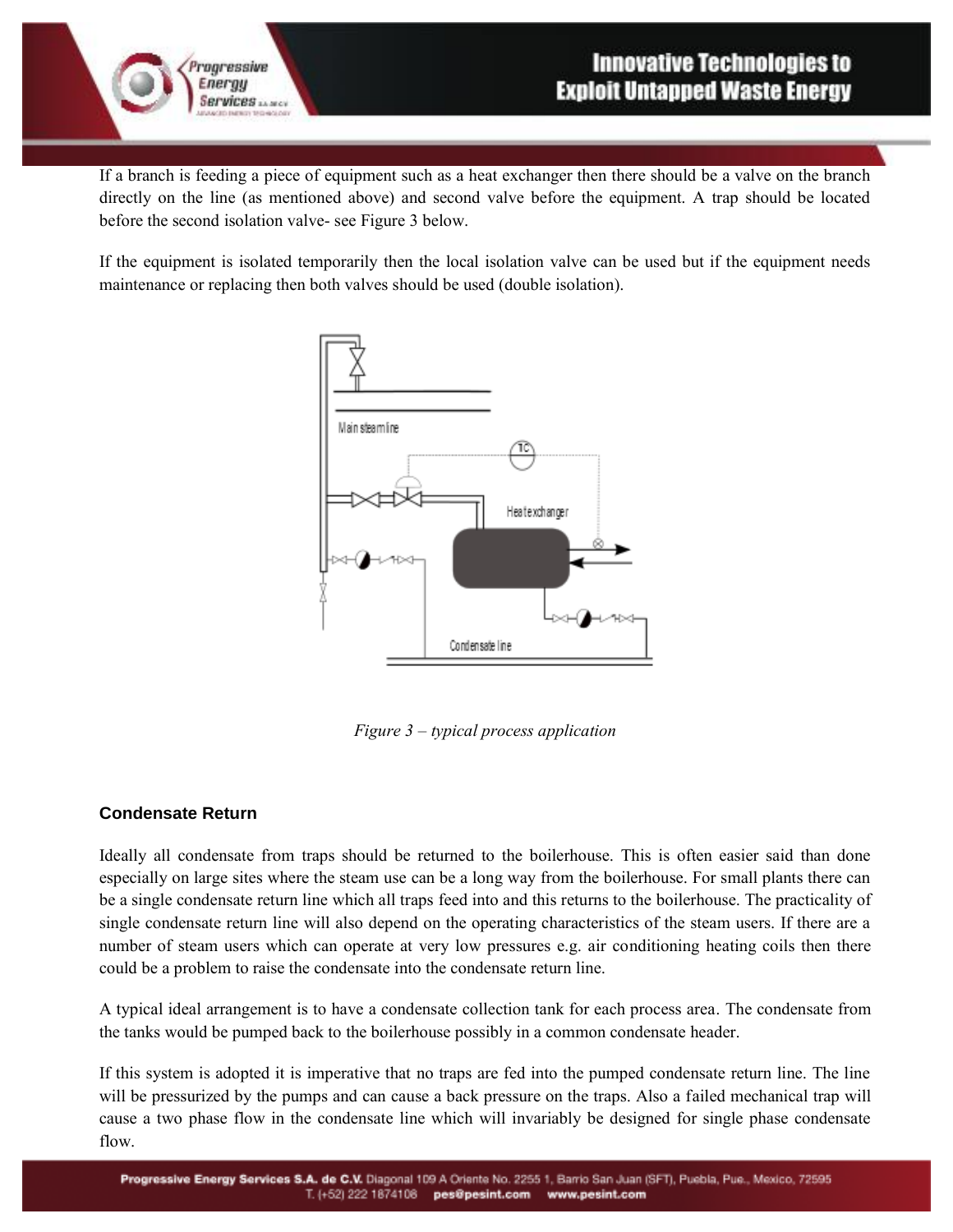If a branch is feeding a piece of equipment such as a heat exchanger then there should be a valve on the branch directly on the line (as mentioned above) and second valve before the equipment. A trap should be located before the second isolation valve- see Figure 3 below.

If the equipment is isolated temporarily then the local isolation valve can be used but if the equipment needs maintenance or replacing then both valves should be used (double isolation).

*Figure 3 – typical process application*

### Condensate Return

Ideally all condensate from traps should be returned to the boilerhouse. This is often easier said than done especially on large sites where the steam use can be a long way from the boilerhouse. For small plants there can be a single condensate return line which all traps feed into and this returns to the boilerhouse. The practicality of single condensate return line will also depend on the operating characteristics of the steam users. If there are a number of steam users which can operate at very low pressures e.g. air conditioning heating coils then there could be a problem to raise the condensate into the condensate return line.

A typical ideal arrangement is to have a condensate collection tank for each process area. The condensate from the tanks would be pumped back to the boilerhouse possibly in a common condensate header.

If this system is adopted it is imperative that no traps are fed into the pumped condensate return line. The line will be pressurized by the pumps and can cause a back pressure on the traps. Also a failed mechanical trap will cause a two phase flow in the condensate line which will invariably be designed for single phase condensate flow.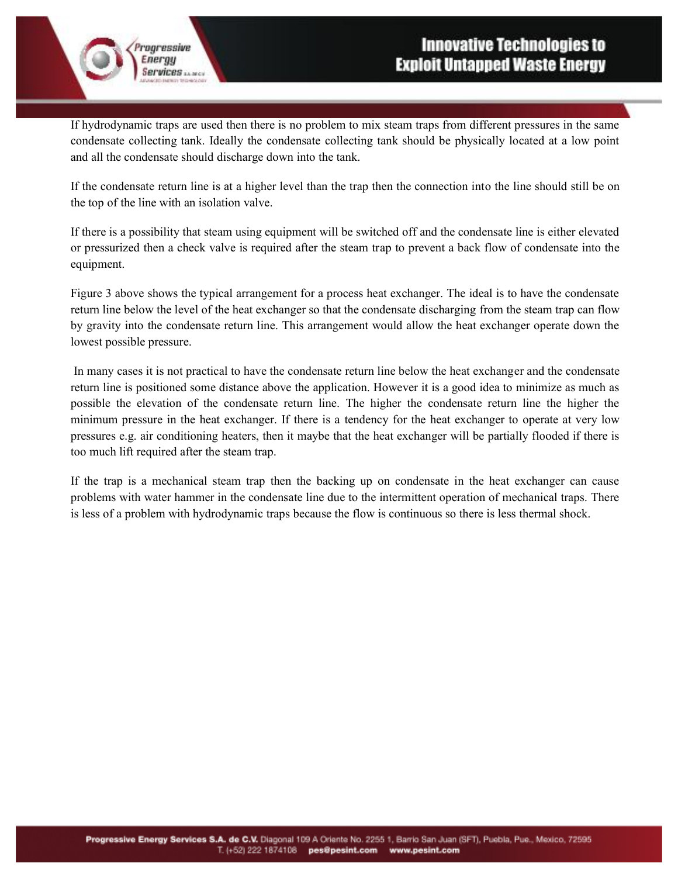If hydrodynamic traps are used then there is no problem to mix steam traps from different pressures in the same condensate collecting tank. Ideally the condensate collecting tank should be physically located at a low point and all the condensate should discharge down into the tank.

If the condensate return line is at a higher level than the trap then the connection into the line should still be on the top of the line with an isolation valve.

If there is a possibility that steam using equipment will be switched off and the condensate line is either elevated or pressurized then a check valve is required after the steam trap to prevent a back flow of condensate into the equipment.

Figure 3 above shows the typical arrangement for a process heat exchanger. The ideal is to have the condensate return line below the level of the heat exchanger so that the condensate discharging from the steam trap can flow by gravity into the condensate return line. This arrangement would allow the heat exchanger operate down the lowest possible pressure.

In many cases it is not practical to have the condensate return line below the heat exchanger and the condensate return line is positioned some distance above the application. However it is a good idea to minimize as much as possible the elevation of the condensate return line. The higher the condensate return line the higher the minimum pressure in the heat exchanger. If there is a tendency for the heat exchanger to operate at very low pressures e.g. air conditioning heaters, then it maybe that the heat exchanger will be partially flooded if there is too much lift required after the steam trap.

If the trap is a mechanical steam trap then the backing up on condensate in the heat exchanger can cause problems with water hammer in the condensate line due to the intermittent operation of mechanical traps. There is less of a problem with hydrodynamic traps because the flow is continuous so there is less thermal shock.